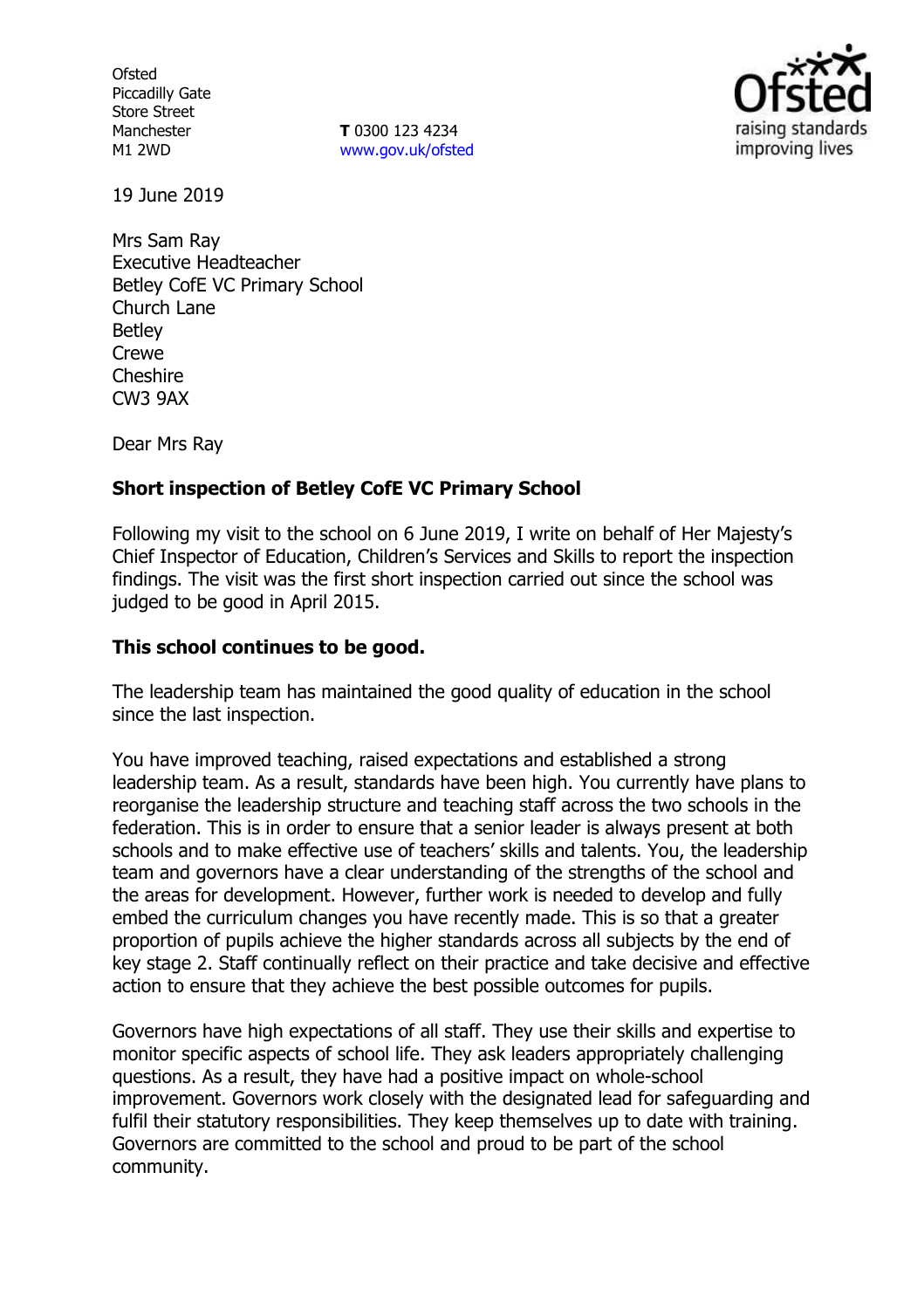Ofsted
Piccadilly Gate
Store Street
Manchester
M1 2WD

**T** 0300 123 4234
www.gov.uk/ofsted

19 June 2019

Mrs Sam Ray
Executive Headteacher
Betley CofE VC Primary School
Church Lane
Betley
Crewe
Cheshire
CW3 9AX

Dear Mrs Ray

**Short inspection of Betley CofE VC Primary School**

Following my visit to the school on 6 June 2019, I write on behalf of Her Majesty's Chief Inspector of Education, Children's Services and Skills to report the inspection findings. The visit was the first short inspection carried out since the school was judged to be good in April 2015.

**This school continues to be good.**

The leadership team has maintained the good quality of education in the school since the last inspection.

You have improved teaching, raised expectations and established a strong leadership team. As a result, standards have been high. You currently have plans to reorganise the leadership structure and teaching staff across the two schools in the federation. This is in order to ensure that a senior leader is always present at both schools and to make effective use of teachers' skills and talents. You, the leadership team and governors have a clear understanding of the strengths of the school and the areas for development. However, further work is needed to develop and fully embed the curriculum changes you have recently made. This is so that a greater proportion of pupils achieve the higher standards across all subjects by the end of key stage 2. Staff continually reflect on their practice and take decisive and effective action to ensure that they achieve the best possible outcomes for pupils.

Governors have high expectations of all staff. They use their skills and expertise to monitor specific aspects of school life. They ask leaders appropriately challenging questions. As a result, they have had a positive impact on whole-school improvement. Governors work closely with the designated lead for safeguarding and fulfil their statutory responsibilities. They keep themselves up to date with training. Governors are committed to the school and proud to be part of the school community.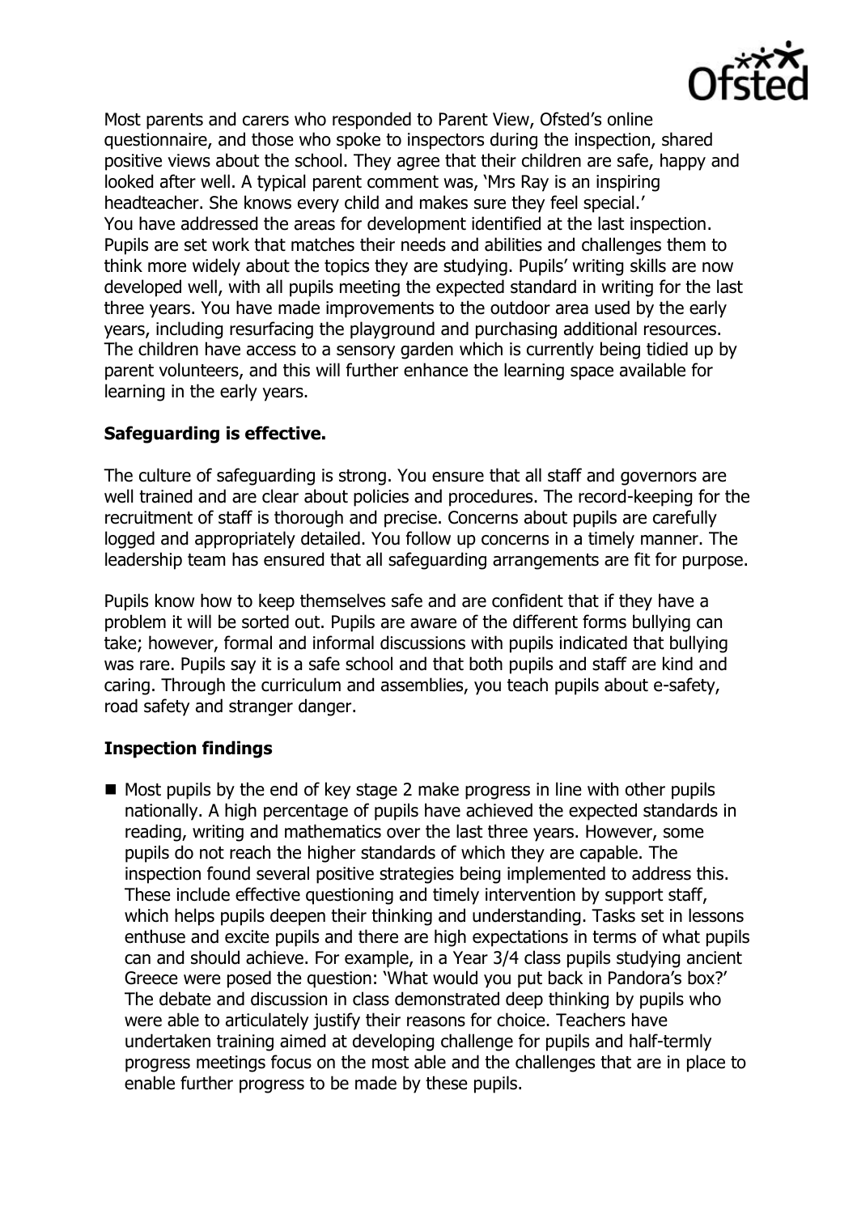Most parents and carers who responded to Parent View, Ofsted's online questionnaire, and those who spoke to inspectors during the inspection, shared positive views about the school. They agree that their children are safe, happy and looked after well. A typical parent comment was, 'Mrs Ray is an inspiring headteacher. She knows every child and makes sure they feel special.'

You have addressed the areas for development identified at the last inspection. Pupils are set work that matches their needs and abilities and challenges them to think more widely about the topics they are studying. Pupils' writing skills are now developed well, with all pupils meeting the expected standard in writing for the last three years. You have made improvements to the outdoor area used by the early years, including resurfacing the playground and purchasing additional resources. The children have access to a sensory garden which is currently being tidied up by parent volunteers, and this will further enhance the learning space available for learning in the early years.

## Safeguarding is effective.

The culture of safeguarding is strong. You ensure that all staff and governors are well trained and are clear about policies and procedures. The record-keeping for the recruitment of staff is thorough and precise. Concerns about pupils are carefully logged and appropriately detailed. You follow up concerns in a timely manner. The leadership team has ensured that all safeguarding arrangements are fit for purpose.

Pupils know how to keep themselves safe and are confident that if they have a problem it will be sorted out. Pupils are aware of the different forms bullying can take; however, formal and informal discussions with pupils indicated that bullying was rare. Pupils say it is a safe school and that both pupils and staff are kind and caring. Through the curriculum and assemblies, you teach pupils about e-safety, road safety and stranger danger.

## Inspection findings

- Most pupils by the end of key stage 2 make progress in line with other pupils nationally. A high percentage of pupils have achieved the expected standards in reading, writing and mathematics over the last three years. However, some pupils do not reach the higher standards of which they are capable. The inspection found several positive strategies being implemented to address this. These include effective questioning and timely intervention by support staff, which helps pupils deepen their thinking and understanding. Tasks set in lessons enthuse and excite pupils and there are high expectations in terms of what pupils can and should achieve. For example, in a Year 3/4 class pupils studying ancient Greece were posed the question: 'What would you put back in Pandora's box?' The debate and discussion in class demonstrated deep thinking by pupils who were able to articulately justify their reasons for choice. Teachers have undertaken training aimed at developing challenge for pupils and half-termly progress meetings focus on the most able and the challenges that are in place to enable further progress to be made by these pupils.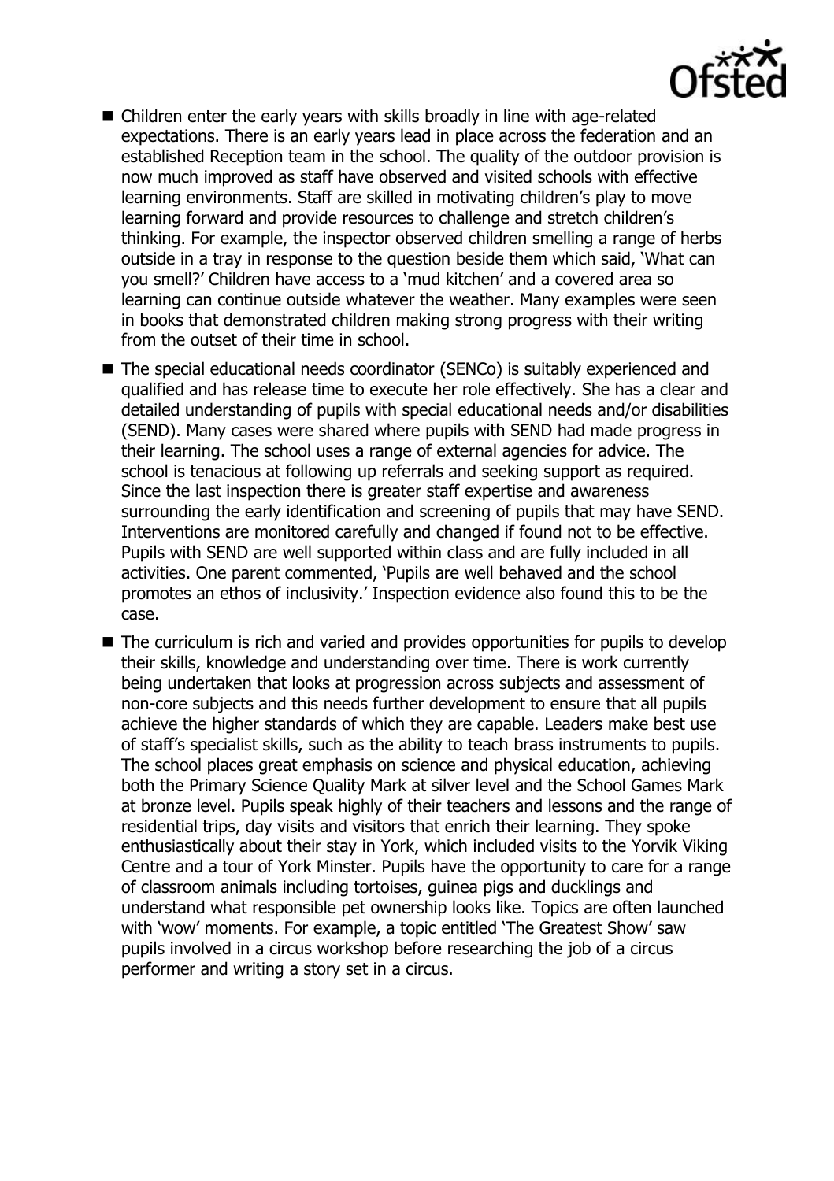- Children enter the early years with skills broadly in line with age-related expectations. There is an early years lead in place across the federation and an established Reception team in the school. The quality of the outdoor provision is now much improved as staff have observed and visited schools with effective learning environments. Staff are skilled in motivating children's play to move learning forward and provide resources to challenge and stretch children's thinking. For example, the inspector observed children smelling a range of herbs outside in a tray in response to the question beside them which said, 'What can you smell?' Children have access to a 'mud kitchen' and a covered area so learning can continue outside whatever the weather. Many examples were seen in books that demonstrated children making strong progress with their writing from the outset of their time in school.
- The special educational needs coordinator (SENCo) is suitably experienced and qualified and has release time to execute her role effectively. She has a clear and detailed understanding of pupils with special educational needs and/or disabilities (SEND). Many cases were shared where pupils with SEND had made progress in their learning. The school uses a range of external agencies for advice. The school is tenacious at following up referrals and seeking support as required. Since the last inspection there is greater staff expertise and awareness surrounding the early identification and screening of pupils that may have SEND. Interventions are monitored carefully and changed if found not to be effective. Pupils with SEND are well supported within class and are fully included in all activities. One parent commented, 'Pupils are well behaved and the school promotes an ethos of inclusivity.' Inspection evidence also found this to be the case.
- The curriculum is rich and varied and provides opportunities for pupils to develop their skills, knowledge and understanding over time. There is work currently being undertaken that looks at progression across subjects and assessment of non-core subjects and this needs further development to ensure that all pupils achieve the higher standards of which they are capable. Leaders make best use of staff's specialist skills, such as the ability to teach brass instruments to pupils. The school places great emphasis on science and physical education, achieving both the Primary Science Quality Mark at silver level and the School Games Mark at bronze level. Pupils speak highly of their teachers and lessons and the range of residential trips, day visits and visitors that enrich their learning. They spoke enthusiastically about their stay in York, which included visits to the Yorvik Viking Centre and a tour of York Minster. Pupils have the opportunity to care for a range of classroom animals including tortoises, guinea pigs and ducklings and understand what responsible pet ownership looks like. Topics are often launched with 'wow' moments. For example, a topic entitled 'The Greatest Show' saw pupils involved in a circus workshop before researching the job of a circus performer and writing a story set in a circus.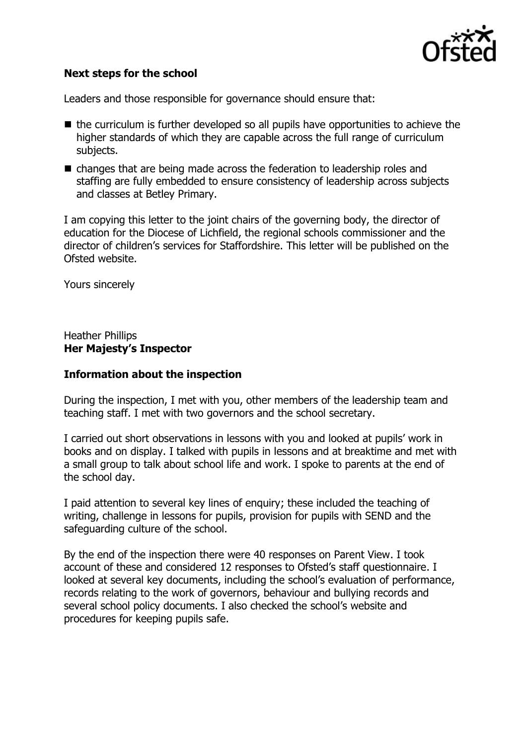**Next steps for the school**

Leaders and those responsible for governance should ensure that:

- the curriculum is further developed so all pupils have opportunities to achieve the higher standards of which they are capable across the full range of curriculum subjects.
- changes that are being made across the federation to leadership roles and staffing are fully embedded to ensure consistency of leadership across subjects and classes at Betley Primary.

I am copying this letter to the joint chairs of the governing body, the director of education for the Diocese of Lichfield, the regional schools commissioner and the director of children's services for Staffordshire. This letter will be published on the Ofsted website.

Yours sincerely

Heather Phillips
**Her Majesty's Inspector**

**Information about the inspection**

During the inspection, I met with you, other members of the leadership team and teaching staff. I met with two governors and the school secretary.

I carried out short observations in lessons with you and looked at pupils' work in books and on display. I talked with pupils in lessons and at breaktime and met with a small group to talk about school life and work. I spoke to parents at the end of the school day.

I paid attention to several key lines of enquiry; these included the teaching of writing, challenge in lessons for pupils, provision for pupils with SEND and the safeguarding culture of the school.

By the end of the inspection there were 40 responses on Parent View. I took account of these and considered 12 responses to Ofsted's staff questionnaire. I looked at several key documents, including the school's evaluation of performance, records relating to the work of governors, behaviour and bullying records and several school policy documents. I also checked the school's website and procedures for keeping pupils safe.